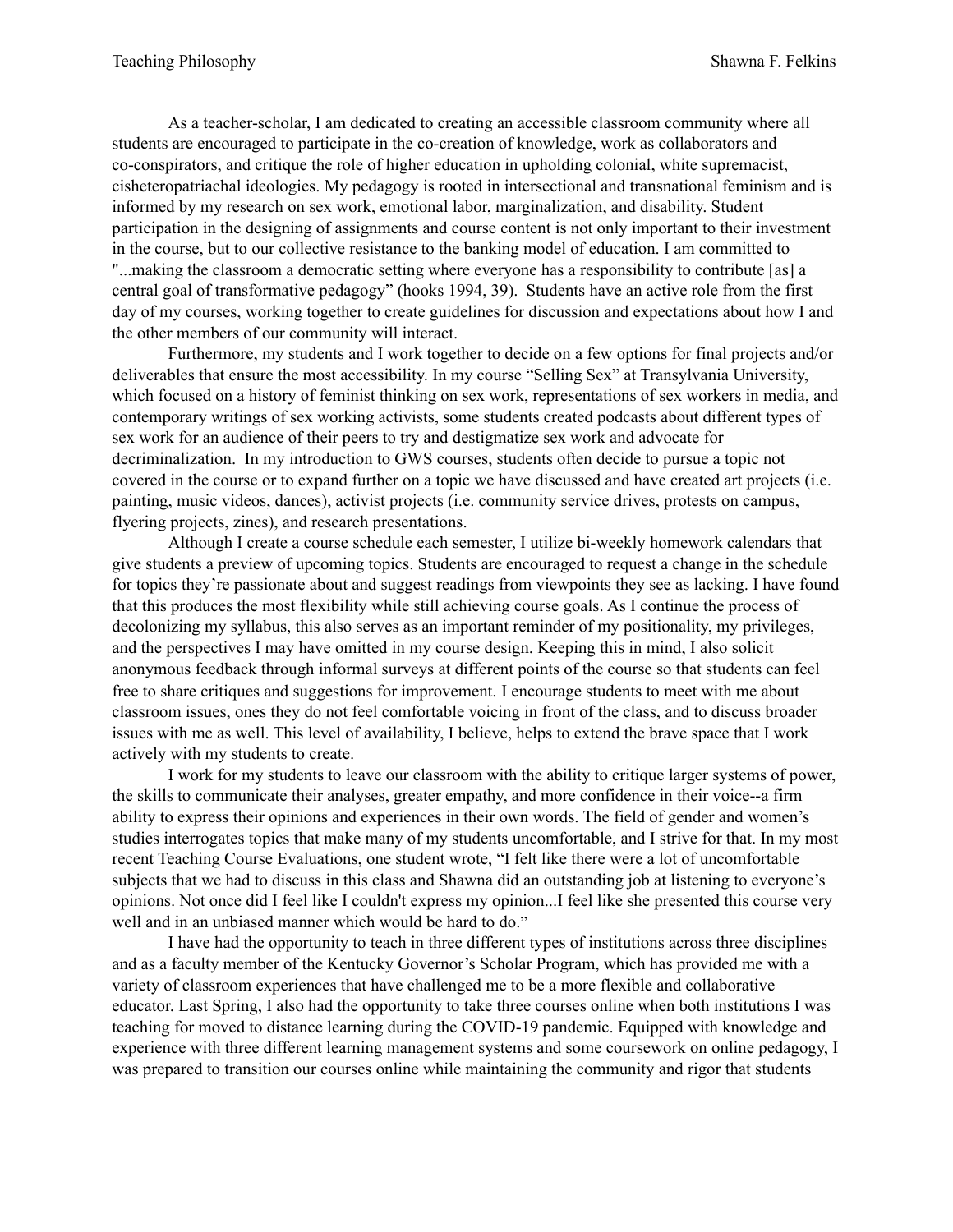As a teacher-scholar, I am dedicated to creating an accessible classroom community where all students are encouraged to participate in the co-creation of knowledge, work as collaborators and co-conspirators, and critique the role of higher education in upholding colonial, white supremacist, cisheteropatriachal ideologies. My pedagogy is rooted in intersectional and transnational feminism and is informed by my research on sex work, emotional labor, marginalization, and disability. Student participation in the designing of assignments and course content is not only important to their investment in the course, but to our collective resistance to the banking model of education. I am committed to "...making the classroom a democratic setting where everyone has a responsibility to contribute [as] a central goal of transformative pedagogy" (hooks 1994, 39). Students have an active role from the first day of my courses, working together to create guidelines for discussion and expectations about how I and the other members of our community will interact.

Furthermore, my students and I work together to decide on a few options for final projects and/or deliverables that ensure the most accessibility. In my course "Selling Sex" at Transylvania University, which focused on a history of feminist thinking on sex work, representations of sex workers in media, and contemporary writings of sex working activists, some students created podcasts about different types of sex work for an audience of their peers to try and destigmatize sex work and advocate for decriminalization. In my introduction to GWS courses, students often decide to pursue a topic not covered in the course or to expand further on a topic we have discussed and have created art projects (i.e. painting, music videos, dances), activist projects (i.e. community service drives, protests on campus, flyering projects, zines), and research presentations.

Although I create a course schedule each semester, I utilize bi-weekly homework calendars that give students a preview of upcoming topics. Students are encouraged to request a change in the schedule for topics they're passionate about and suggest readings from viewpoints they see as lacking. I have found that this produces the most flexibility while still achieving course goals. As I continue the process of decolonizing my syllabus, this also serves as an important reminder of my positionality, my privileges, and the perspectives I may have omitted in my course design. Keeping this in mind, I also solicit anonymous feedback through informal surveys at different points of the course so that students can feel free to share critiques and suggestions for improvement. I encourage students to meet with me about classroom issues, ones they do not feel comfortable voicing in front of the class, and to discuss broader issues with me as well. This level of availability, I believe, helps to extend the brave space that I work actively with my students to create.

I work for my students to leave our classroom with the ability to critique larger systems of power, the skills to communicate their analyses, greater empathy, and more confidence in their voice--a firm ability to express their opinions and experiences in their own words. The field of gender and women's studies interrogates topics that make many of my students uncomfortable, and I strive for that. In my most recent Teaching Course Evaluations, one student wrote, "I felt like there were a lot of uncomfortable subjects that we had to discuss in this class and Shawna did an outstanding job at listening to everyone's opinions. Not once did I feel like I couldn't express my opinion...I feel like she presented this course very well and in an unbiased manner which would be hard to do."

I have had the opportunity to teach in three different types of institutions across three disciplines and as a faculty member of the Kentucky Governor's Scholar Program, which has provided me with a variety of classroom experiences that have challenged me to be a more flexible and collaborative educator. Last Spring, I also had the opportunity to take three courses online when both institutions I was teaching for moved to distance learning during the COVID-19 pandemic. Equipped with knowledge and experience with three different learning management systems and some coursework on online pedagogy, I was prepared to transition our courses online while maintaining the community and rigor that students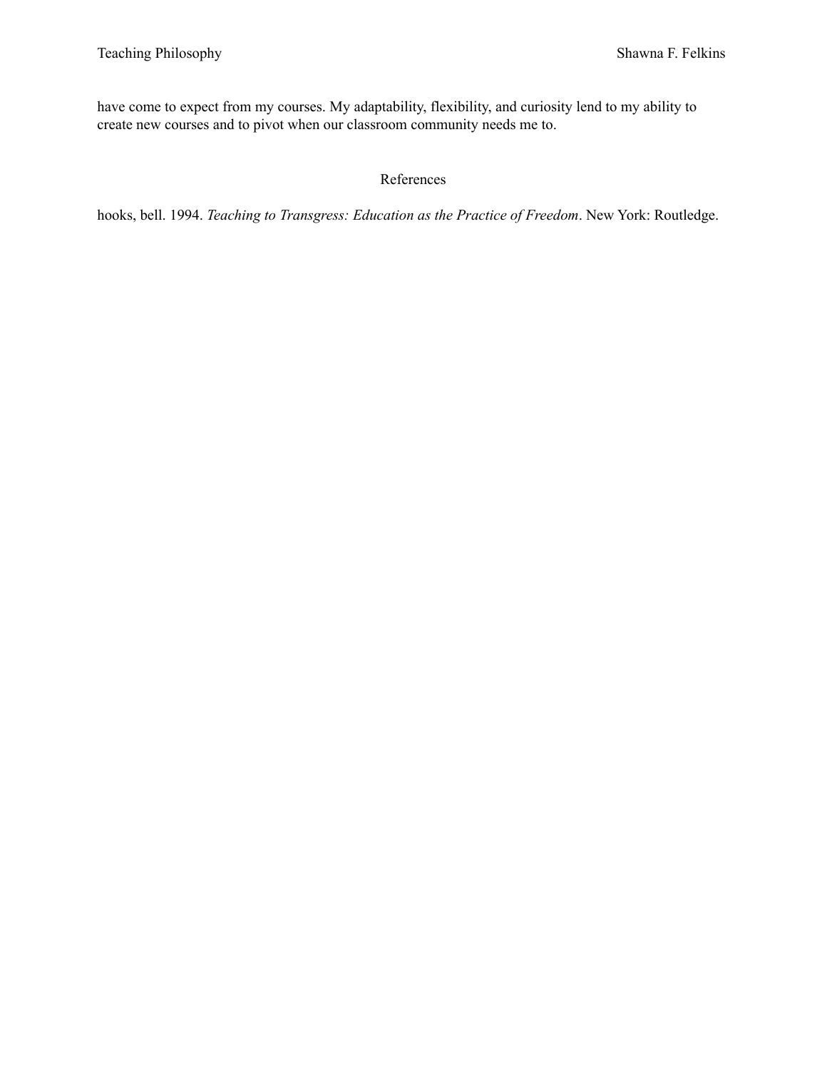have come to expect from my courses. My adaptability, flexibility, and curiosity lend to my ability to create new courses and to pivot when our classroom community needs me to.

## References

hooks, bell. 1994. *Teaching to Transgress: Education as the Practice of Freedom*. New York: Routledge.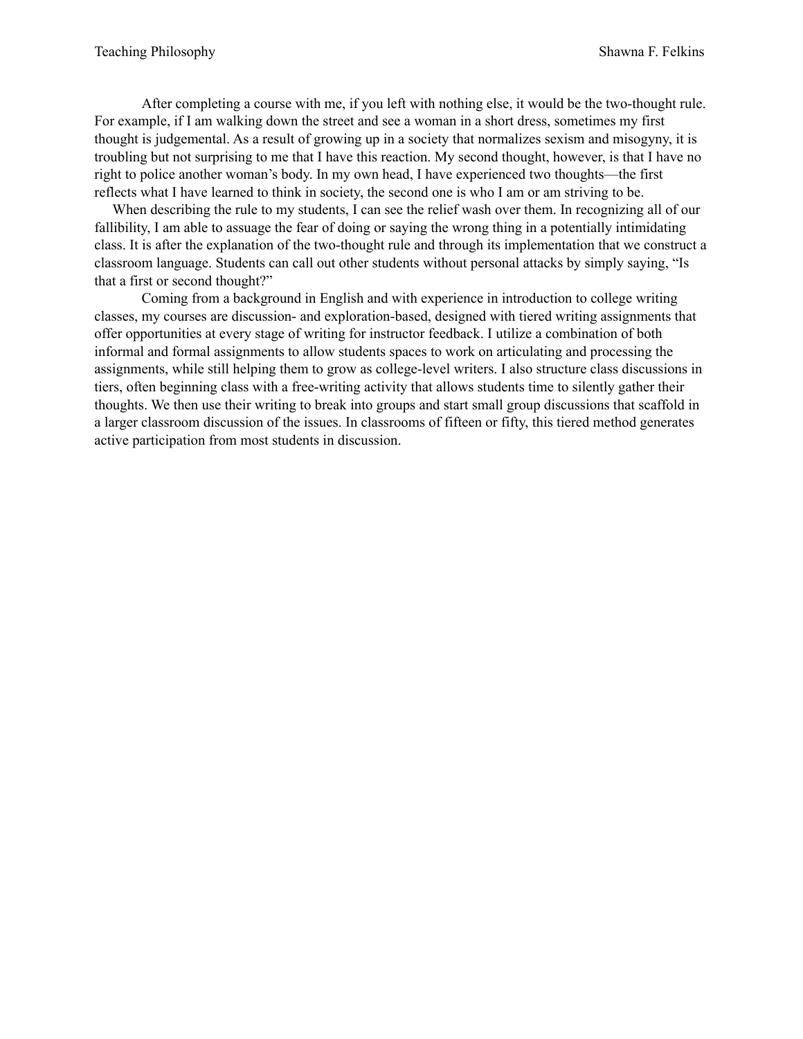After completing a course with me, if you left with nothing else, it would be the two-thought rule. For example, if I am walking down the street and see a woman in a short dress, sometimes my first thought is judgemental. As a result of growing up in a society that normalizes sexism and misogyny, it is troubling but not surprising to me that I have this reaction. My second thought, however, is that I have no right to police another woman's body. In my own head, I have experienced two thoughts—the first reflects what I have learned to think in society, the second one is who I am or am striving to be.

When describing the rule to my students, I can see the relief wash over them. In recognizing all of our fallibility, I am able to assuage the fear of doing or saying the wrong thing in a potentially intimidating class. It is after the explanation of the two-thought rule and through its implementation that we construct a classroom language. Students can call out other students without personal attacks by simply saying, "Is that a first or second thought?"

Coming from a background in English and with experience in introduction to college writing classes, my courses are discussion- and exploration-based, designed with tiered writing assignments that offer opportunities at every stage of writing for instructor feedback. I utilize a combination of both informal and formal assignments to allow students spaces to work on articulating and processing the assignments, while still helping them to grow as college-level writers. I also structure class discussions in tiers, often beginning class with a free-writing activity that allows students time to silently gather their thoughts. We then use their writing to break into groups and start small group discussions that scaffold in a larger classroom discussion of the issues. In classrooms of fifteen or fifty, this tiered method generates active participation from most students in discussion.